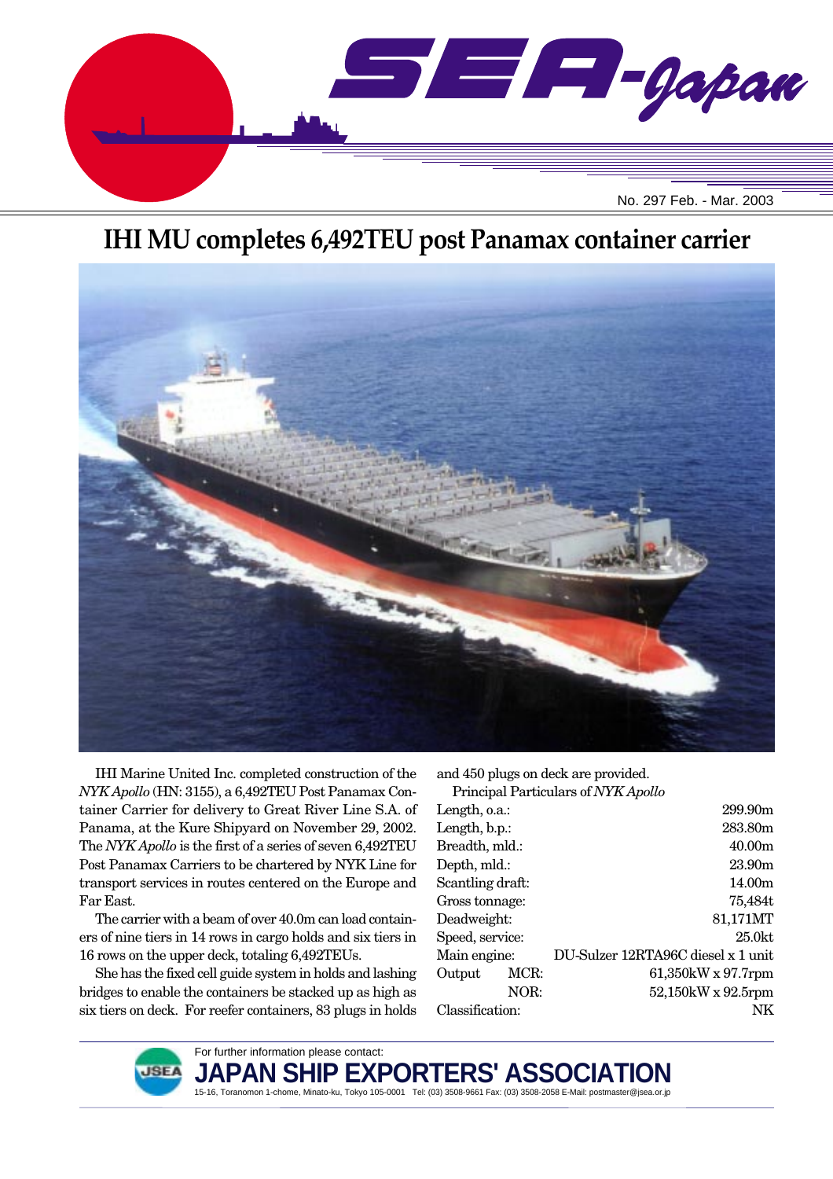# SEA-Japan

No. 297 Feb. - Mar. 2003

## IHI MU completes 6,492TEU post Panamax container carrier

IHI Marine United Inc. completed construction of the *NYK Apollo* (HN: 3155), a 6,492TEU Post Panamax Container Carrier for delivery to Great River Line S.A. of Panama, at the Kure Shipyard on November 29, 2002. The *NYK Apollo* is the first of a series of seven 6,492TEU Post Panamax Carriers to be chartered by NYK Line for transport services in routes centered on the Europe and Far East.

The carrier with a beam of over 40.0m can load containers of nine tiers in 14 rows in cargo holds and six tiers in 16 rows on the upper deck, totaling 6,492TEUs.

She has the fixed cell guide system in holds and lashing bridges to enable the containers be stacked up as high as six tiers on deck. For reefer containers, 83 plugs in holds and 450 plugs on deck are provided.

Principal Particulars of *NYK Apollo*

| | | |
|---|---|---|
| Length, o.a.: | | 299.90m |
| Length, b.p.: | | 283.80m |
| Breadth, mld.: | | 40.00m |
| Depth, mld.: | | 23.90m |
| Scantling draft: | | 14.00m |
| Gross tonnage: | | 75,484t |
| Deadweight: | | 81,171MT |
| Speed, service: | | 25.0kt |
| Main engine: | | DU-Sulzer 12RTA96C diesel x 1 unit |
| Output | MCR: | 61,350kW x 97.7rpm |
| | NOR: | 52,150kW x 92.5rpm |
| Classification: | | NK |

For further information please contact:

**JAPAN SHIP EXPORTERS' ASSOCIATION**

15-16, Toranomon 1-chome, Minato-ku, Tokyo 105-0001 Tel: (03) 3508-9661 Fax: (03) 3508-2058 E-Mail: postmaster@jsea.or.jp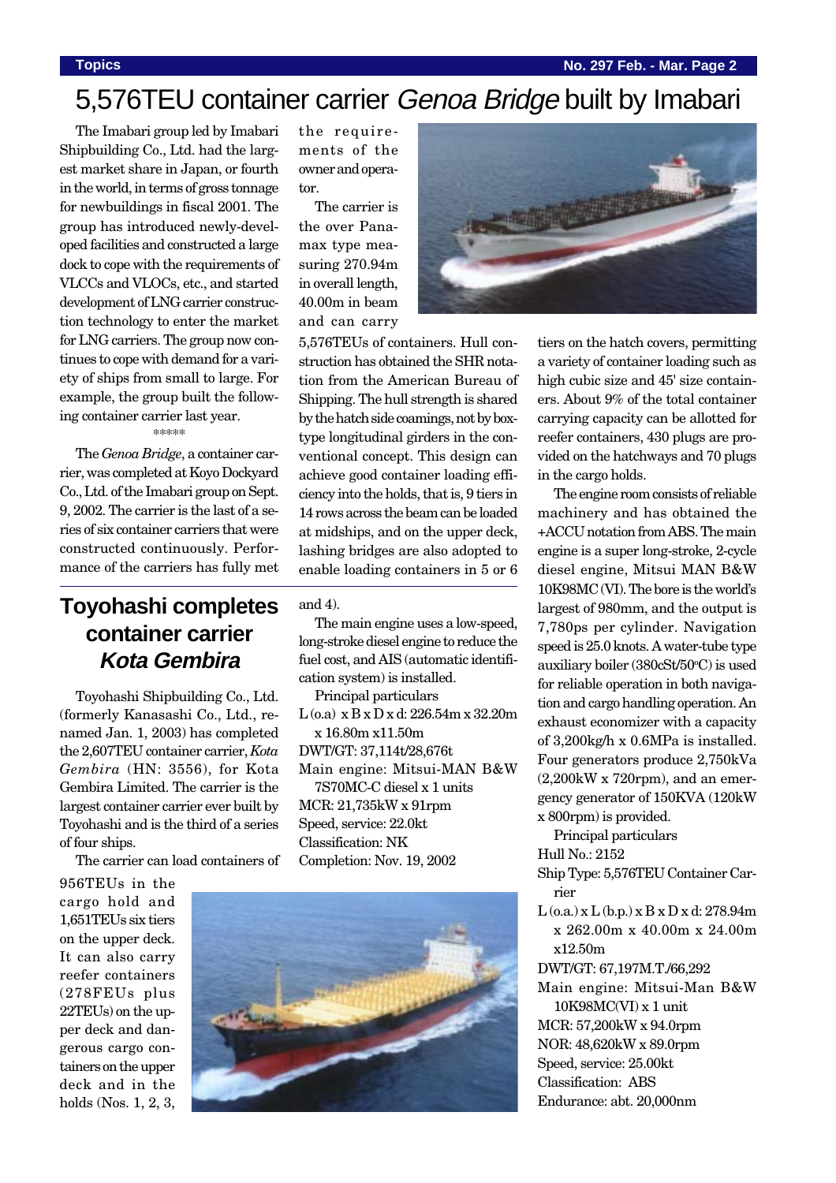# 5,576TEU container carrier *Genoa Bridge* built by Imabari

The Imabari group led by Imabari Shipbuilding Co., Ltd. had the largest market share in Japan, or fourth in the world, in terms of gross tonnage for newbuildings in fiscal 2001. The group has introduced newly-developed facilities and constructed a large dock to cope with the requirements of VLCCs and VLOCs, etc., and started development of LNG carrier construction technology to enter the market for LNG carriers. The group now continues to cope with demand for a variety of ships from small to large. For example, the group built the following container carrier last year.

\*\*\*\*\*

The *Genoa Bridge*, a container carrier, was completed at Koyo Dockyard Co., Ltd. of the Imabari group on Sept. 9, 2002. The carrier is the last of a series of six container carriers that were constructed continuously. Performance of the carriers has fully met the requirements of the owner and operator.

The carrier is the over Panamax type measuring 270.94m in overall length, 40.00m in beam and can carry 5,576TEUs of containers. Hull construction has obtained the SHR notation from the American Bureau of Shipping. The hull strength is shared by the hatch side coamings, not by box-type longitudinal girders in the conventional concept. This design can achieve good container loading efficiency into the holds, that is, 9 tiers in 14 rows across the beam can be loaded at midships, and on the upper deck, lashing bridges are also adopted to enable loading containers in 5 or 6 tiers on the hatch covers, permitting a variety of container loading such as high cubic size and 45' size containers. About 9% of the total container carrying capacity can be allotted for reefer containers, 430 plugs are provided on the hatchways and 70 plugs in the cargo holds.

The engine room consists of reliable machinery and has obtained the +ACCU notation from ABS. The main engine is a super long-stroke, 2-cycle diesel engine, Mitsui MAN B&W 10K98MC (VI). The bore is the world's largest of 980mm, and the output is 7,780ps per cylinder. Navigation speed is 25.0 knots. A water-tube type auxiliary boiler (380cSt/50°C) is used for reliable operation in both navigation and cargo handling operation. An exhaust economizer with a capacity of 3,200kg/h x 0.6MPa is installed. Four generators produce 2,750kVa (2,200kW x 720rpm), and an emergency generator of 150KVA (120kW x 800rpm) is provided.

Principal particulars

Hull No.: 2152

Ship Type: 5,576TEU Container Carrier

L (o.a.) x L (b.p.) x B x D x d: 278.94m x 262.00m x 40.00m x 24.00m x12.50m

DWT/GT: 67,197M.T./66,292

Main engine: Mitsui-Man B&W 10K98MC(VI) x 1 unit

MCR: 57,200kW x 94.0rpm

NOR: 48,620kW x 89.0rpm

Speed, service: 25.00kt

Classification: ABS

Endurance: abt. 20,000nm

## Toyohashi completes container carrier *Kota Gembira*

Toyohashi Shipbuilding Co., Ltd. (formerly Kanasashi Co., Ltd., renamed Jan. 1, 2003) has completed the 2,607TEU container carrier, *Kota Gembira* (HN: 3556), for Kota Gembira Limited. The carrier is the largest container carrier ever built by Toyohashi and is the third of a series of four ships.

The carrier can load containers of 956TEUs in the cargo hold and 1,651TEUs six tiers on the upper deck. It can also carry reefer containers (278FEUs plus 22TEUs) on the upper deck and dangerous cargo containers on the upper deck and in the holds (Nos. 1, 2, 3, and 4).

The main engine uses a low-speed, long-stroke diesel engine to reduce the fuel cost, and AIS (automatic identification system) is installed.

Principal particulars

L (o.a) x B x D x d: 226.54m x 32.20m x 16.80m x11.50m

DWT/GT: 37,114t/28,676t

Main engine: Mitsui-MAN B&W 7S70MC-C diesel x 1 units

MCR: 21,735kW x 91rpm

Speed, service: 22.0kt

Classification: NK

Completion: Nov. 19, 2002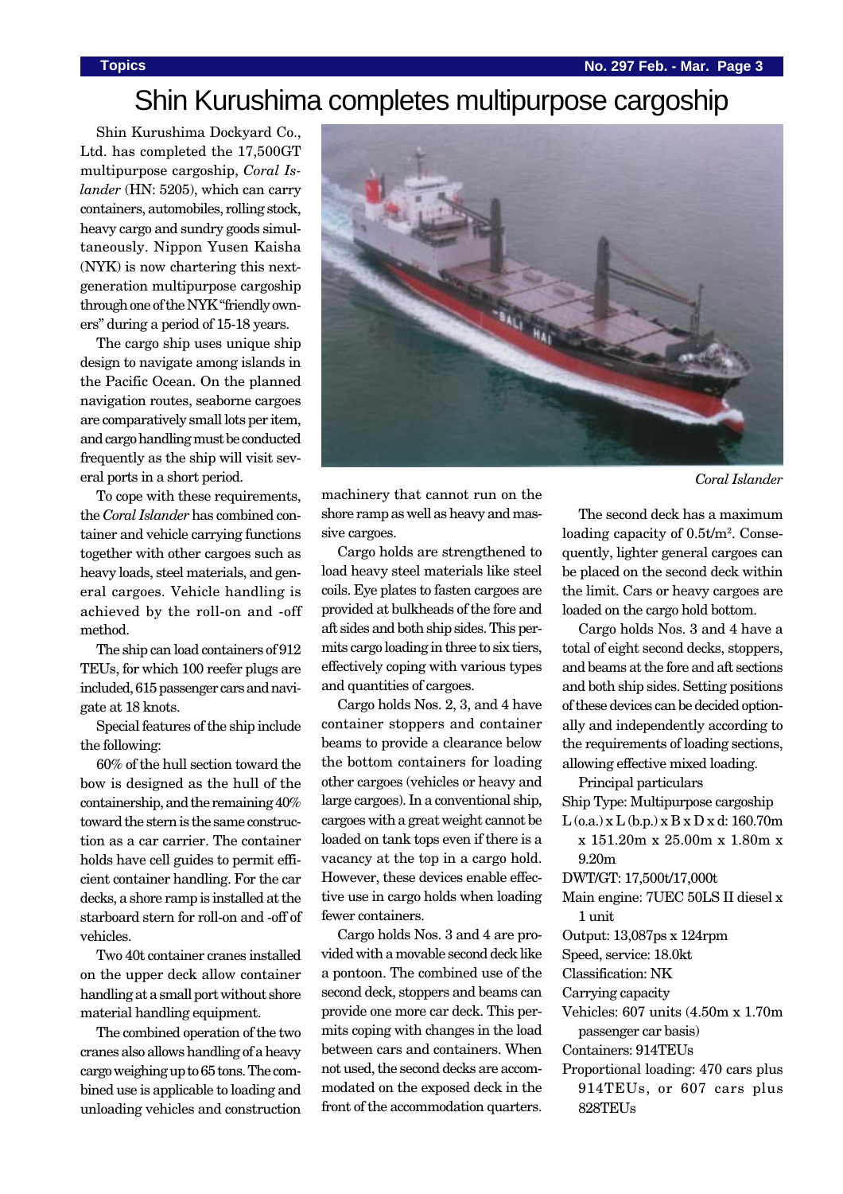# Shin Kurushima completes multipurpose cargoship

Shin Kurushima Dockyard Co., Ltd. has completed the 17,500GT multipurpose cargoship, *Coral Islander* (HN: 5205), which can carry containers, automobiles, rolling stock, heavy cargo and sundry goods simultaneously. Nippon Yusen Kaisha (NYK) is now chartering this next-generation multipurpose cargoship through one of the NYK "friendly owners" during a period of 15-18 years.

The cargo ship uses unique ship design to navigate among islands in the Pacific Ocean. On the planned navigation routes, seaborne cargoes are comparatively small lots per item, and cargo handling must be conducted frequently as the ship will visit several ports in a short period.

To cope with these requirements, the *Coral Islander* has combined container and vehicle carrying functions together with other cargoes such as heavy loads, steel materials, and general cargoes. Vehicle handling is achieved by the roll-on and -off method.

The ship can load containers of 912 TEUs, for which 100 reefer plugs are included, 615 passenger cars and navigate at 18 knots.

Special features of the ship include the following:

60% of the hull section toward the bow is designed as the hull of the containership, and the remaining 40% toward the stern is the same construction as a car carrier. The container holds have cell guides to permit efficient container handling. For the car decks, a shore ramp is installed at the starboard stern for roll-on and -off of vehicles.

Two 40t container cranes installed on the upper deck allow container handling at a small port without shore material handling equipment.

The combined operation of the two cranes also allows handling of a heavy cargo weighing up to 65 tons. The combined use is applicable to loading and unloading vehicles and construction machinery that cannot run on the shore ramp as well as heavy and massive cargoes.

Cargo holds are strengthened to load heavy steel materials like steel coils. Eye plates to fasten cargoes are provided at bulkheads of the fore and aft sides and both ship sides. This permits cargo loading in three to six tiers, effectively coping with various types and quantities of cargoes.

Cargo holds Nos. 2, 3, and 4 have container stoppers and container beams to provide a clearance below the bottom containers for loading other cargoes (vehicles or heavy and large cargoes). In a conventional ship, cargoes with a great weight cannot be loaded on tank tops even if there is a vacancy at the top in a cargo hold. However, these devices enable effective use in cargo holds when loading fewer containers.

Cargo holds Nos. 3 and 4 are provided with a movable second deck like a pontoon. The combined use of the second deck, stoppers and beams can provide one more car deck. This permits coping with changes in the load between cars and containers. When not used, the second decks are accommodated on the exposed deck in the front of the accommodation quarters.

*Coral Islander*

The second deck has a maximum loading capacity of 0.5t/m$^2$. Consequently, lighter general cargoes can be placed on the second deck within the limit. Cars or heavy cargoes are loaded on the cargo hold bottom.

Cargo holds Nos. 3 and 4 have a total of eight second decks, stoppers, and beams at the fore and aft sections and both ship sides. Setting positions of these devices can be decided optionally and independently according to the requirements of loading sections, allowing effective mixed loading.

Principal particulars

Ship Type: Multipurpose cargoship
L (o.a.) x L (b.p.) x B x D x d: 160.70m x 151.20m x 25.00m x 1.80m x 9.20m
DWT/GT: 17,500t/17,000t
Main engine: 7UEC 50LS II diesel x 1 unit
Output: 13,087ps x 124rpm
Speed, service: 18.0kt
Classification: NK
Carrying capacity
Vehicles: 607 units (4.50m x 1.70m passenger car basis)
Containers: 914TEUs
Proportional loading: 470 cars plus 914TEUs, or 607 cars plus 828TEUs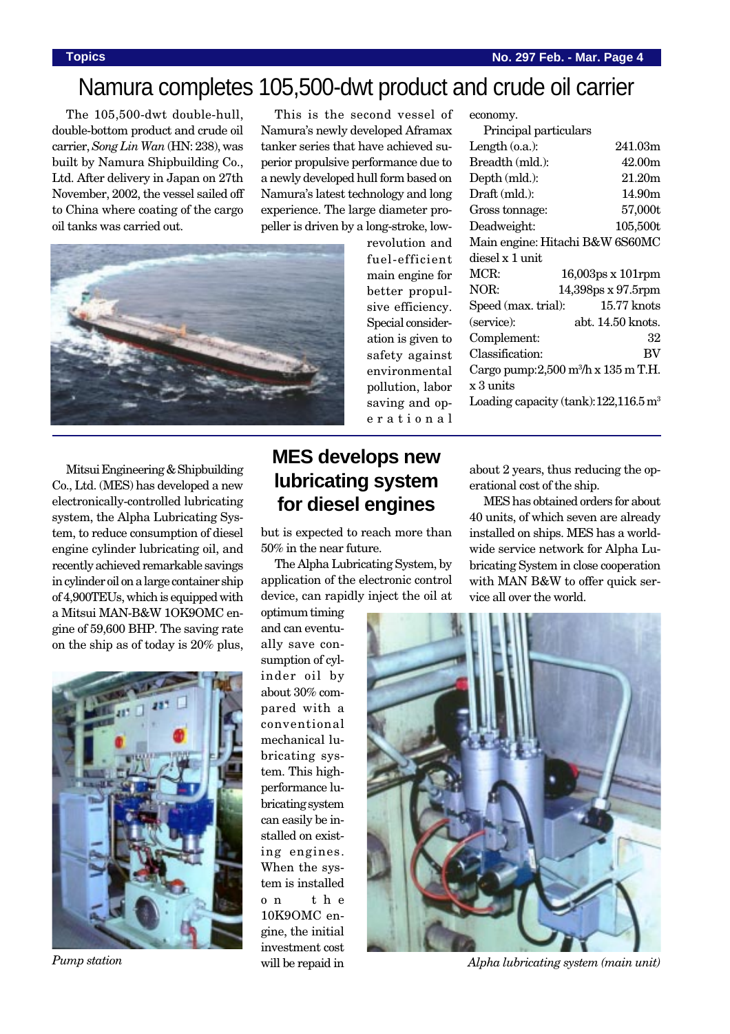# Namura completes 105,500-dwt product and crude oil carrier

The 105,500-dwt double-hull, double-bottom product and crude oil carrier, *Song Lin Wan* (HN: 238), was built by Namura Shipbuilding Co., Ltd. After delivery in Japan on 27th November, 2002, the vessel sailed off to China where coating of the cargo oil tanks was carried out.

This is the second vessel of Namura's newly developed Aframax tanker series that have achieved superior propulsive performance due to a newly developed hull form based on Namura's latest technology and long experience. The large diameter propeller is driven by a long-stroke, low-revolution and fuel-efficient main engine for better propulsive efficiency. Special consideration is given to safety against environmental pollution, labor saving and operational economy.

Principal particulars

| | |
|---|---|
| Length (o.a.): | 241.03m |
| Breadth (mld.): | 42.00m |
| Depth (mld.): | 21.20m |
| Draft (mld.): | 14.90m |
| Gross tonnage: | 57,000t |
| Deadweight: | 105,500t |
| Main engine: Hitachi B&W 6S60MC diesel x 1 unit | |
| MCR: | 16,003ps x 101rpm |
| NOR: | 14,398ps x 97.5rpm |
| Speed (max. trial): | 15.77 knots |
| (service): | abt. 14.50 knots. |
| Complement: | 32 |
| Classification: | BV |
| Cargo pump: 2,500 m$^3$/h x 135 m T.H. x 3 units | |
| Loading capacity (tank): | 122,116.5 m$^3$ |

## MES develops new lubricating system for diesel engines

Mitsui Engineering & Shipbuilding Co., Ltd. (MES) has developed a new electronically-controlled lubricating system, the Alpha Lubricating System, to reduce consumption of diesel engine cylinder lubricating oil, and recently achieved remarkable savings in cylinder oil on a large container ship of 4,900TEUs, which is equipped with a Mitsui MAN-B&W 10K90MC engine of 59,600 BHP. The saving rate on the ship as of today is 20% plus, but is expected to reach more than 50% in the near future.

The Alpha Lubricating System, by application of the electronic control device, can rapidly inject the oil at optimum timing and can eventually save consumption of cylinder oil by about 30% compared with a conventional mechanical lubricating system. This high-performance lubricating system can easily be installed on existing engines. When the system is installed on the 10K90MC engine, the initial investment cost will be repaid in about 2 years, thus reducing the operational cost of the ship.

MES has obtained orders for about 40 units, of which seven are already installed on ships. MES has a worldwide service network for Alpha Lubricating System in close cooperation with MAN B&W to offer quick service all over the world.

*Pump station*

*Alpha lubricating system (main unit)*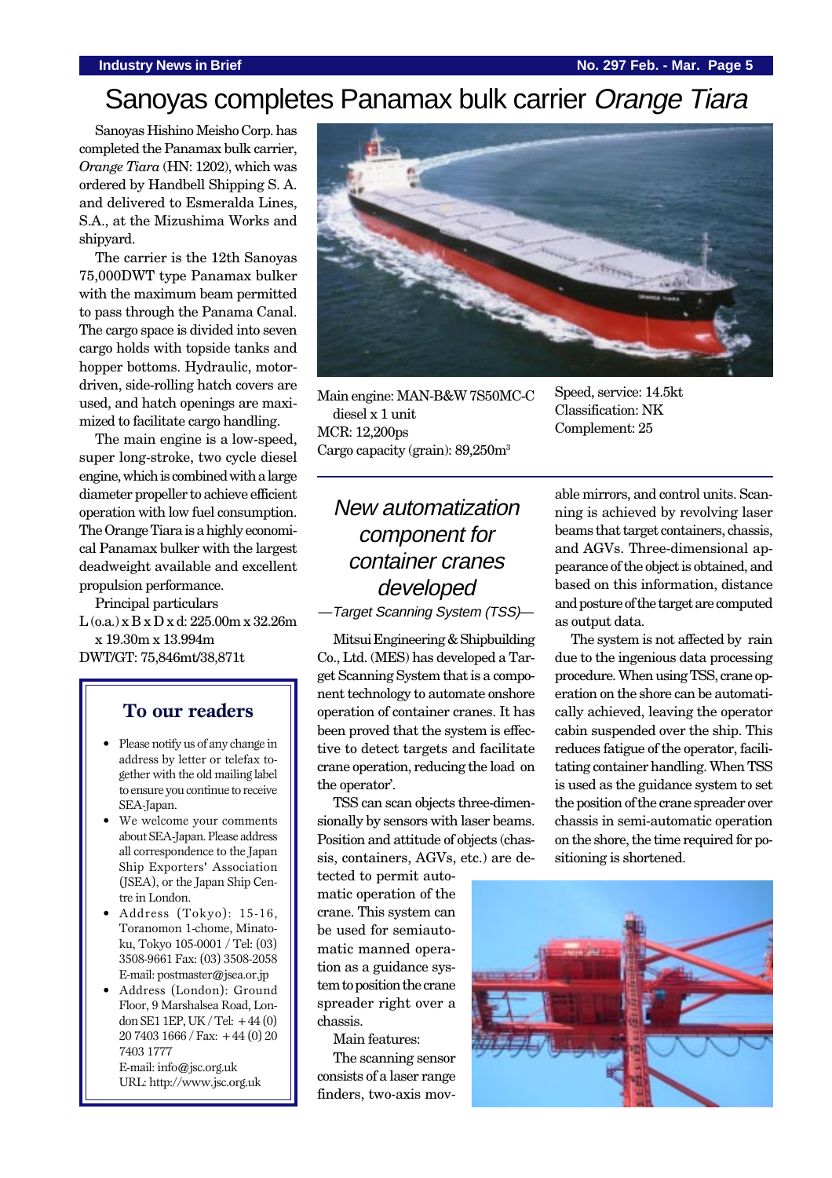# Sanoyas completes Panamax bulk carrier *Orange Tiara*

Sanoyas Hishino Meisho Corp. has completed the Panamax bulk carrier, *Orange Tiara* (HN: 1202), which was ordered by Handbell Shipping S. A. and delivered to Esmeralda Lines, S.A., at the Mizushima Works and shipyard.

The carrier is the 12th Sanoyas 75,000DWT type Panamax bulker with the maximum beam permitted to pass through the Panama Canal. The cargo space is divided into seven cargo holds with topside tanks and hopper bottoms. Hydraulic, motor-driven, side-rolling hatch covers are used, and hatch openings are maximized to facilitate cargo handling.

The main engine is a low-speed, super long-stroke, two cycle diesel engine, which is combined with a large diameter propeller to achieve efficient operation with low fuel consumption. The Orange Tiara is a highly economical Panamax bulker with the largest deadweight available and excellent propulsion performance.

Principal particulars

L (o.a.) x B x D x d: 225.00m x 32.26m x 19.30m x 13.994m
DWT/GT: 75,846mt/38,871t
Main engine: MAN-B&W 7S50MC-C diesel x 1 unit
MCR: 12,200ps
Cargo capacity (grain): 89,250m$^3$
Speed, service: 14.5kt
Classification: NK
Complement: 25

## To our readers

- Please notify us of any change in address by letter or telefax together with the old mailing label to ensure you continue to receive SEA-Japan.
- We welcome your comments about SEA-Japan. Please address all correspondence to the Japan Ship Exporters' Association (JSEA), or the Japan Ship Centre in London.
- Address (Tokyo): 15-16, Toranomon 1-chome, Minato-ku, Tokyo 105-0001 / Tel: (03) 3508-9661 Fax: (03) 3508-2058 E-mail: postmaster@jsea.or.jp
- Address (London): Ground Floor, 9 Marshalsea Road, London SE1 1EP, UK / Tel: +44 (0) 20 7403 1666 / Fax: +44 (0) 20 7403 1777 E-mail: info@jsc.org.uk URL: http://www.jsc.org.uk

# *New automatization component for container cranes developed*

*—Target Scanning System (TSS)—*

Mitsui Engineering & Shipbuilding Co., Ltd. (MES) has developed a Target Scanning System that is a component technology to automate onshore operation of container cranes. It has been proved that the system is effective to detect targets and facilitate crane operation, reducing the load on the operator'.

TSS can scan objects three-dimensionally by sensors with laser beams. Position and attitude of objects (chassis, containers, AGVs, etc.) are detected to permit automatic operation of the crane. This system can be used for semiautomatic manned operation as a guidance system to position the crane spreader right over a chassis.

Main features:

The scanning sensor consists of a laser range finders, two-axis movable mirrors, and control units. Scanning is achieved by revolving laser beams that target containers, chassis, and AGVs. Three-dimensional appearance of the object is obtained, and based on this information, distance and posture of the target are computed as output data.

The system is not affected by rain due to the ingenious data processing procedure. When using TSS, crane operation on the shore can be automatically achieved, leaving the operator cabin suspended over the ship. This reduces fatigue of the operator, facilitating container handling. When TSS is used as the guidance system to set the position of the crane spreader over chassis in semi-automatic operation on the shore, the time required for positioning is shortened.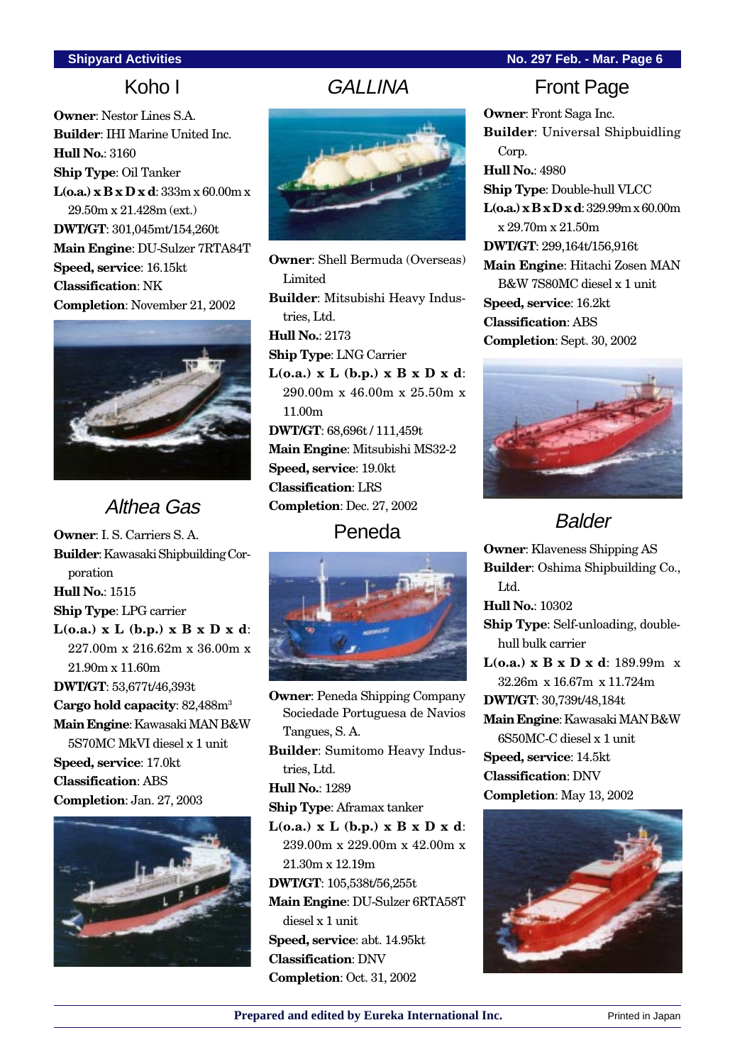## Koho I

**Owner**: Nestor Lines S.A.
**Builder**: IHI Marine United Inc.
**Hull No.**: 3160
**Ship Type**: Oil Tanker
**L(o.a.) x B x D x d**: 333m x 60.00m x 29.50m x 21.428m (ext.)
**DWT/GT**: 301,045mt/154,260t
**Main Engine**: DU-Sulzer 7RTA84T
**Speed, service**: 16.15kt
**Classification**: NK
**Completion**: November 21, 2002

## *Althea Gas*

**Owner**: I. S. Carriers S. A.
**Builder**: Kawasaki Shipbuilding Corporation
**Hull No.**: 1515
**Ship Type**: LPG carrier
**L(o.a.) x L (b.p.) x B x D x d**: 227.00m x 216.62m x 36.00m x 21.90m x 11.60m
**DWT/GT**: 53,677t/46,393t
**Cargo hold capacity**: 82,488m$^3$
**Main Engine**: Kawasaki MAN B&W 5S70MC MkVI diesel x 1 unit
**Speed, service**: 17.0kt
**Classification**: ABS
**Completion**: Jan. 27, 2003

## *GALLINA*

**Owner**: Shell Bermuda (Overseas) Limited
**Builder**: Mitsubishi Heavy Industries, Ltd.
**Hull No.**: 2173
**Ship Type**: LNG Carrier
**L(o.a.) x L (b.p.) x B x D x d**: 290.00m x 46.00m x 25.50m x 11.00m
**DWT/GT**: 68,696t / 111,459t
**Main Engine**: Mitsubishi MS32-2
**Speed, service**: 19.0kt
**Classification**: LRS
**Completion**: Dec. 27, 2002

## Peneda

**Owner**: Peneda Shipping Company Sociedade Portuguesa de Navios Tangues, S. A.
**Builder**: Sumitomo Heavy Industries, Ltd.
**Hull No.**: 1289
**Ship Type**: Aframax tanker
**L(o.a.) x L (b.p.) x B x D x d**: 239.00m x 229.00m x 42.00m x 21.30m x 12.19m
**DWT/GT**: 105,538t/56,255t
**Main Engine**: DU-Sulzer 6RTA58T diesel x 1 unit
**Speed, service**: abt. 14.95kt
**Classification**: DNV
**Completion**: Oct. 31, 2002

## Front Page

**Owner**: Front Saga Inc.
**Builder**: Universal Shipbuidling Corp.
**Hull No.**: 4980
**Ship Type**: Double-hull VLCC
**L(o.a.) x B x D x d**: 329.99m x 60.00m x 29.70m x 21.50m
**DWT/GT**: 299,164t/156,916t
**Main Engine**: Hitachi Zosen MAN B&W 7S80MC diesel x 1 unit
**Speed, service**: 16.2kt
**Classification**: ABS
**Completion**: Sept. 30, 2002

## *Balder*

**Owner**: Klaveness Shipping AS
**Builder**: Oshima Shipbuilding Co., Ltd.
**Hull No.**: 10302
**Ship Type**: Self-unloading, double-hull bulk carrier
**L(o.a.) x B x D x d**: 189.99m x 32.26m x 16.67m x 11.724m
**DWT/GT**: 30,739t/48,184t
**Main Engine**: Kawasaki MAN B&W 6S50MC-C diesel x 1 unit
**Speed, service**: 14.5kt
**Classification**: DNV
**Completion**: May 13, 2002

**Prepared and edited by Eureka International Inc.** Printed in Japan